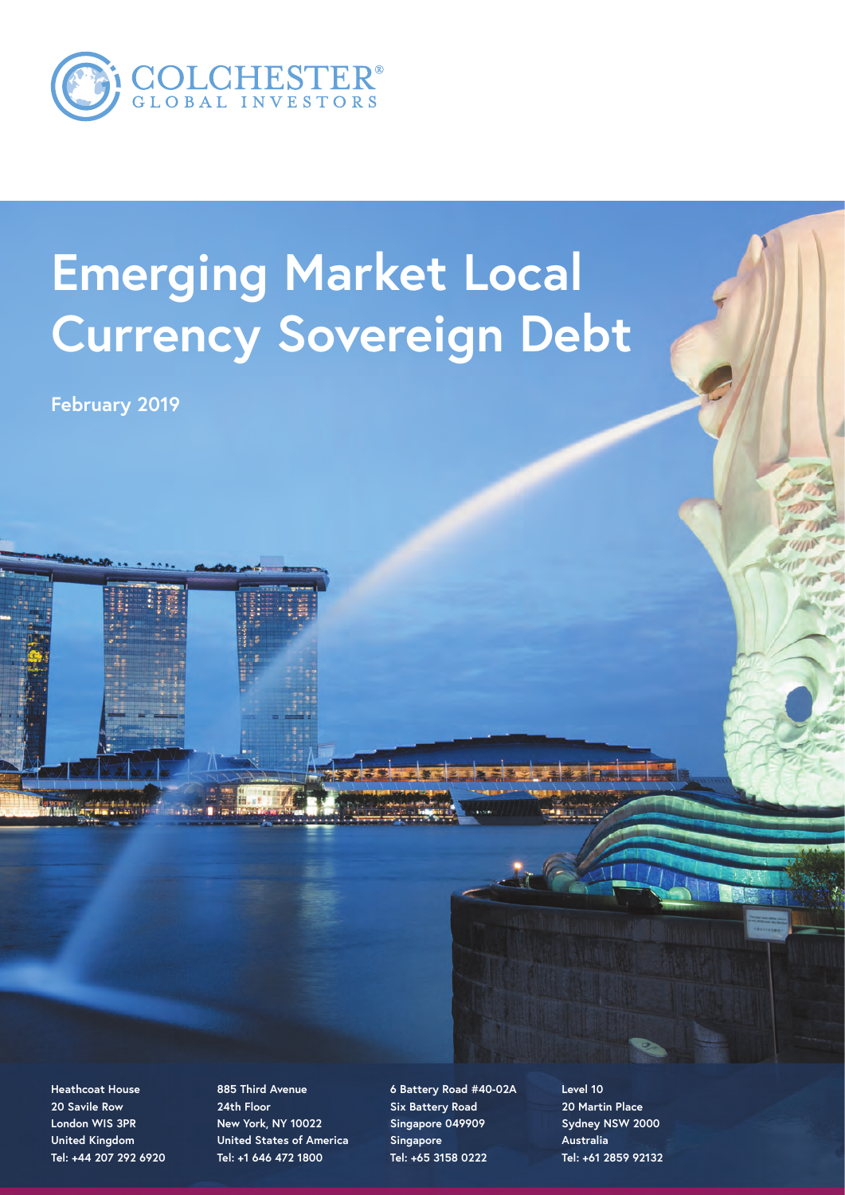COLCHESTER®
GLOBAL INVESTORS

# Emerging Market Local Currency Sovereign Debt

**February 2019**

**Heathcoat House**
**20 Savile Row**
**London WIS 3PR**
**United Kingdom**
**Tel: +44 207 292 6920**

**885 Third Avenue**
**24th Floor**
**New York, NY 10022**
**United States of America**
**Tel: +1 646 472 1800**

**6 Battery Road #40-02A**
**Six Battery Road**
**Singapore 049909**
**Singapore**
**Tel: +65 3158 0222**

**Level 10**
**20 Martin Place**
**Sydney NSW 2000**
**Australia**
**Tel: +61 2859 92132**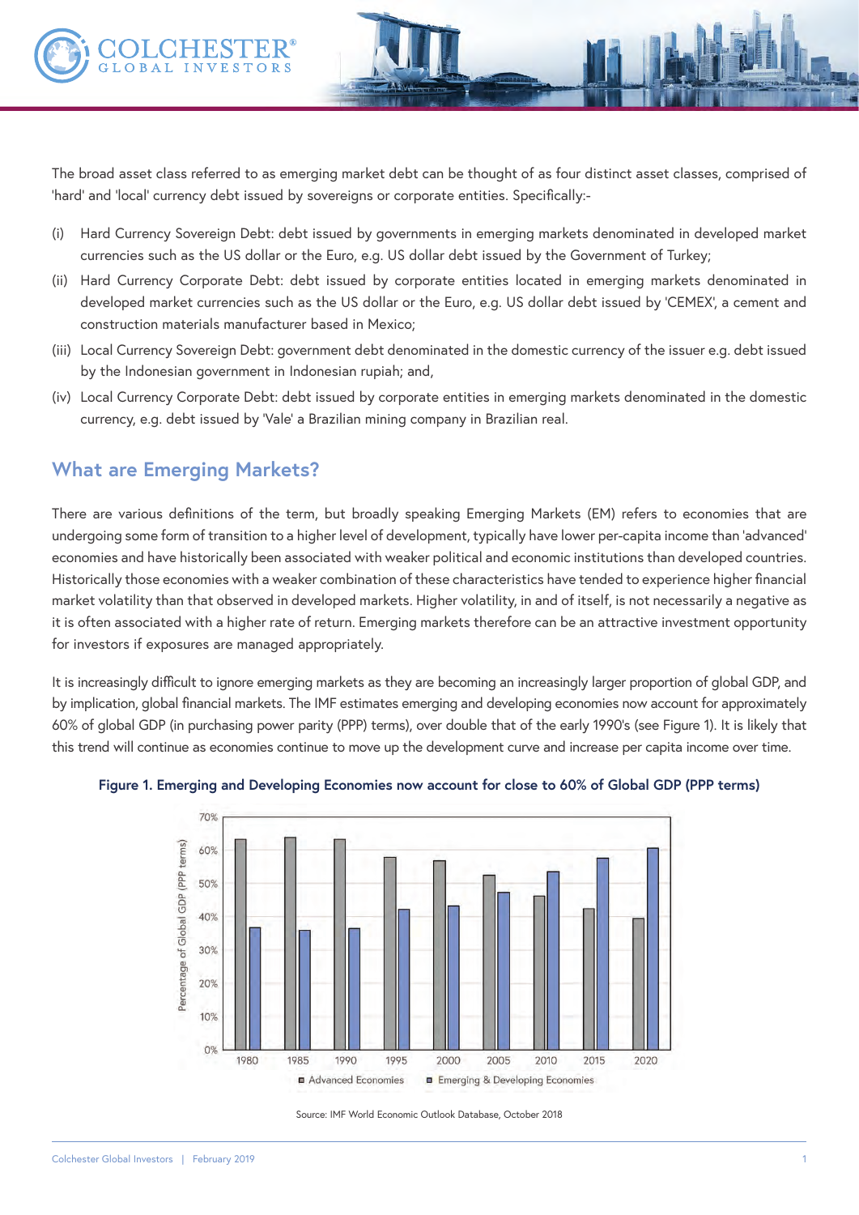The broad asset class referred to as emerging market debt can be thought of as four distinct asset classes, comprised of 'hard' and 'local' currency debt issued by sovereigns or corporate entities. Specifically:-

(i) Hard Currency Sovereign Debt: debt issued by governments in emerging markets denominated in developed market currencies such as the US dollar or the Euro, e.g. US dollar debt issued by the Government of Turkey;

(ii) Hard Currency Corporate Debt: debt issued by corporate entities located in emerging markets denominated in developed market currencies such as the US dollar or the Euro, e.g. US dollar debt issued by 'CEMEX', a cement and construction materials manufacturer based in Mexico;

(iii) Local Currency Sovereign Debt: government debt denominated in the domestic currency of the issuer e.g. debt issued by the Indonesian government in Indonesian rupiah; and,

(iv) Local Currency Corporate Debt: debt issued by corporate entities in emerging markets denominated in the domestic currency, e.g. debt issued by 'Vale' a Brazilian mining company in Brazilian real.

## What are Emerging Markets?

There are various definitions of the term, but broadly speaking Emerging Markets (EM) refers to economies that are undergoing some form of transition to a higher level of development, typically have lower per-capita income than 'advanced' economies and have historically been associated with weaker political and economic institutions than developed countries. Historically those economies with a weaker combination of these characteristics have tended to experience higher financial market volatility than that observed in developed markets. Higher volatility, in and of itself, is not necessarily a negative as it is often associated with a higher rate of return. Emerging markets therefore can be an attractive investment opportunity for investors if exposures are managed appropriately.

It is increasingly difficult to ignore emerging markets as they are becoming an increasingly larger proportion of global GDP, and by implication, global financial markets. The IMF estimates emerging and developing economies now account for approximately 60% of global GDP (in purchasing power parity (PPP) terms), over double that of the early 1990's (see Figure 1). It is likely that this trend will continue as economies continue to move up the development curve and increase per capita income over time.

**Figure 1. Emerging and Developing Economies now account for close to 60% of Global GDP (PPP terms)**

Source: IMF World Economic Outlook Database, October 2018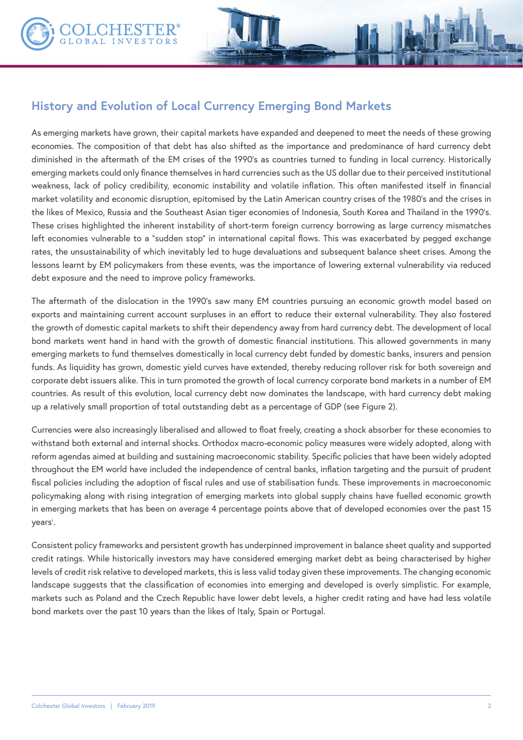## History and Evolution of Local Currency Emerging Bond Markets

As emerging markets have grown, their capital markets have expanded and deepened to meet the needs of these growing economies. The composition of that debt has also shifted as the importance and predominance of hard currency debt diminished in the aftermath of the EM crises of the 1990's as countries turned to funding in local currency. Historically emerging markets could only finance themselves in hard currencies such as the US dollar due to their perceived institutional weakness, lack of policy credibility, economic instability and volatile inflation. This often manifested itself in financial market volatility and economic disruption, epitomised by the Latin American country crises of the 1980's and the crises in the likes of Mexico, Russia and the Southeast Asian tiger economies of Indonesia, South Korea and Thailand in the 1990's. These crises highlighted the inherent instability of short-term foreign currency borrowing as large currency mismatches left economies vulnerable to a "sudden stop" in international capital flows. This was exacerbated by pegged exchange rates, the unsustainability of which inevitably led to huge devaluations and subsequent balance sheet crises. Among the lessons learnt by EM policymakers from these events, was the importance of lowering external vulnerability via reduced debt exposure and the need to improve policy frameworks.

The aftermath of the dislocation in the 1990's saw many EM countries pursuing an economic growth model based on exports and maintaining current account surpluses in an effort to reduce their external vulnerability. They also fostered the growth of domestic capital markets to shift their dependency away from hard currency debt. The development of local bond markets went hand in hand with the growth of domestic financial institutions. This allowed governments in many emerging markets to fund themselves domestically in local currency debt funded by domestic banks, insurers and pension funds. As liquidity has grown, domestic yield curves have extended, thereby reducing rollover risk for both sovereign and corporate debt issuers alike. This in turn promoted the growth of local currency corporate bond markets in a number of EM countries. As result of this evolution, local currency debt now dominates the landscape, with hard currency debt making up a relatively small proportion of total outstanding debt as a percentage of GDP (see Figure 2).

Currencies were also increasingly liberalised and allowed to float freely, creating a shock absorber for these economies to withstand both external and internal shocks. Orthodox macro-economic policy measures were widely adopted, along with reform agendas aimed at building and sustaining macroeconomic stability. Specific policies that have been widely adopted throughout the EM world have included the independence of central banks, inflation targeting and the pursuit of prudent fiscal policies including the adoption of fiscal rules and use of stabilisation funds. These improvements in macroeconomic policymaking along with rising integration of emerging markets into global supply chains have fuelled economic growth in emerging markets that has been on average 4 percentage points above that of developed economies over the past 15 years[i].

Consistent policy frameworks and persistent growth has underpinned improvement in balance sheet quality and supported credit ratings. While historically investors may have considered emerging market debt as being characterised by higher levels of credit risk relative to developed markets, this is less valid today given these improvements. The changing economic landscape suggests that the classification of economies into emerging and developed is overly simplistic. For example, markets such as Poland and the Czech Republic have lower debt levels, a higher credit rating and have had less volatile bond markets over the past 10 years than the likes of Italy, Spain or Portugal.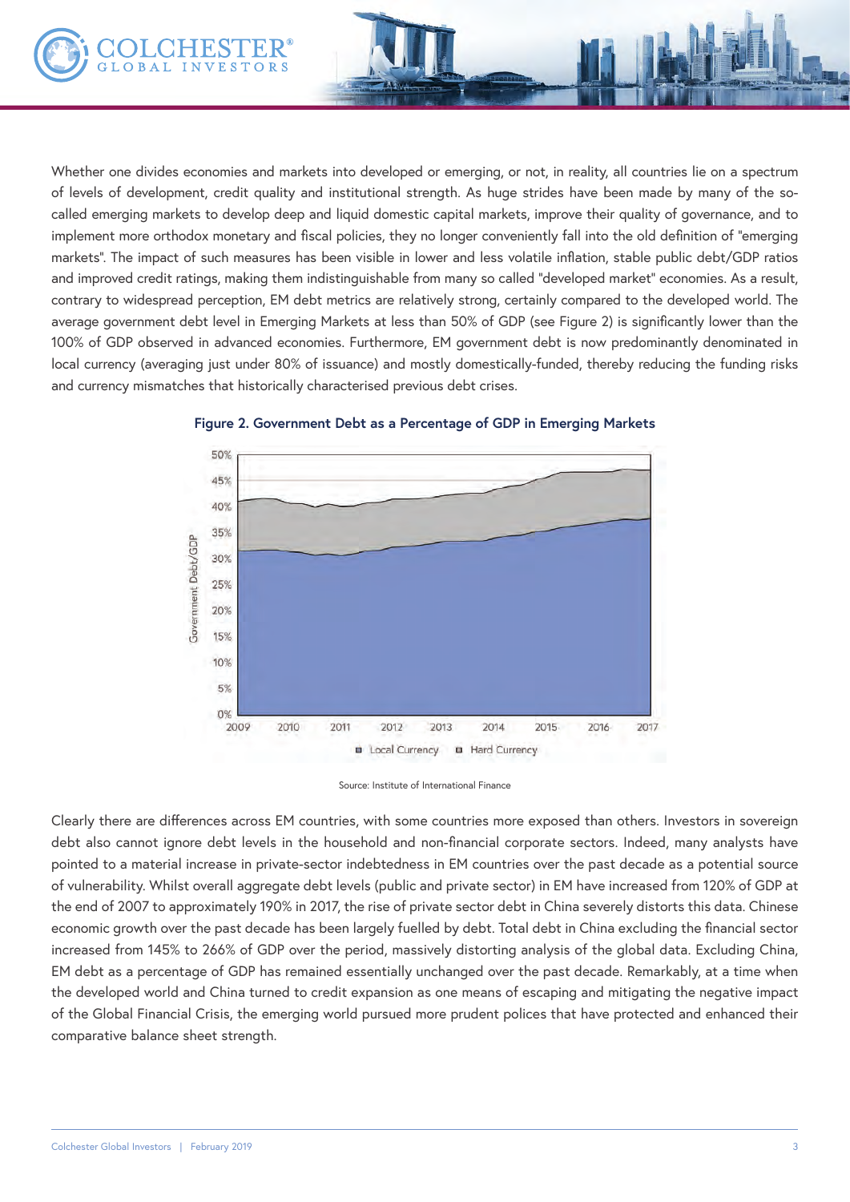Whether one divides economies and markets into developed or emerging, or not, in reality, all countries lie on a spectrum of levels of development, credit quality and institutional strength. As huge strides have been made by many of the so-called emerging markets to develop deep and liquid domestic capital markets, improve their quality of governance, and to implement more orthodox monetary and fiscal policies, they no longer conveniently fall into the old definition of "emerging markets". The impact of such measures has been visible in lower and less volatile inflation, stable public debt/GDP ratios and improved credit ratings, making them indistinguishable from many so called "developed market" economies. As a result, contrary to widespread perception, EM debt metrics are relatively strong, certainly compared to the developed world. The average government debt level in Emerging Markets at less than 50% of GDP (see Figure 2) is significantly lower than the 100% of GDP observed in advanced economies. Furthermore, EM government debt is now predominantly denominated in local currency (averaging just under 80% of issuance) and mostly domestically-funded, thereby reducing the funding risks and currency mismatches that historically characterised previous debt crises.

**Figure 2. Government Debt as a Percentage of GDP in Emerging Markets**

Source: Institute of International Finance

Clearly there are differences across EM countries, with some countries more exposed than others. Investors in sovereign debt also cannot ignore debt levels in the household and non-financial corporate sectors. Indeed, many analysts have pointed to a material increase in private-sector indebtedness in EM countries over the past decade as a potential source of vulnerability. Whilst overall aggregate debt levels (public and private sector) in EM have increased from 120% of GDP at the end of 2007 to approximately 190% in 2017, the rise of private sector debt in China severely distorts this data. Chinese economic growth over the past decade has been largely fuelled by debt. Total debt in China excluding the financial sector increased from 145% to 266% of GDP over the period, massively distorting analysis of the global data. Excluding China, EM debt as a percentage of GDP has remained essentially unchanged over the past decade. Remarkably, at a time when the developed world and China turned to credit expansion as one means of escaping and mitigating the negative impact of the Global Financial Crisis, the emerging world pursued more prudent polices that have protected and enhanced their comparative balance sheet strength.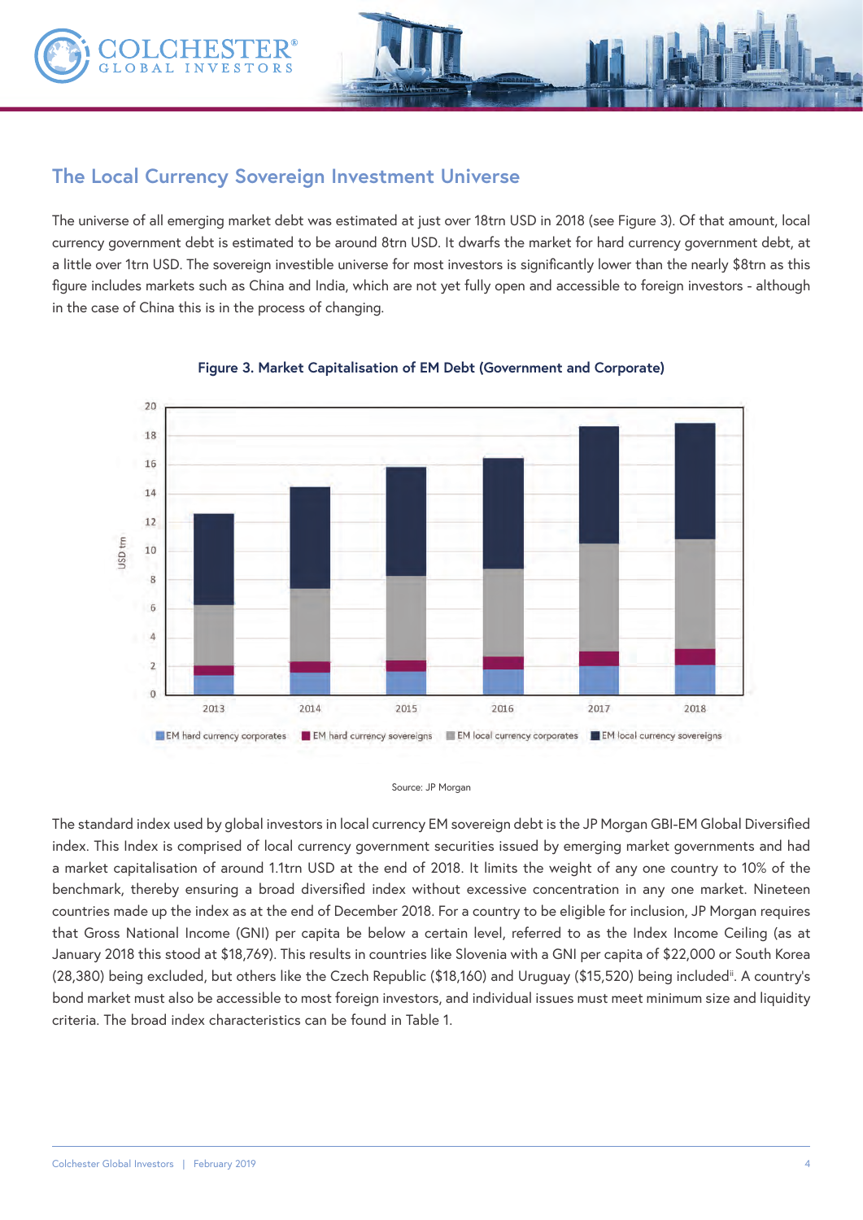## The Local Currency Sovereign Investment Universe

The universe of all emerging market debt was estimated at just over 18trn USD in 2018 (see Figure 3). Of that amount, local currency government debt is estimated to be around 8trn USD. It dwarfs the market for hard currency government debt, at a little over 1trn USD. The sovereign investible universe for most investors is significantly lower than the nearly $8trn as this figure includes markets such as China and India, which are not yet fully open and accessible to foreign investors - although in the case of China this is in the process of changing.

**Figure 3. Market Capitalisation of EM Debt (Government and Corporate)**

Source: JP Morgan

The standard index used by global investors in local currency EM sovereign debt is the JP Morgan GBI-EM Global Diversified index. This Index is comprised of local currency government securities issued by emerging market governments and had a market capitalisation of around 1.1trn USD at the end of 2018. It limits the weight of any one country to 10% of the benchmark, thereby ensuring a broad diversified index without excessive concentration in any one market. Nineteen countries made up the index as at the end of December 2018. For a country to be eligible for inclusion, JP Morgan requires that Gross National Income (GNI) per capita be below a certain level, referred to as the Index Income Ceiling (as at January 2018 this stood at $18,769). This results in countries like Slovenia with a GNI per capita of $22,000 or South Korea (28,380) being excluded, but others like the Czech Republic ($18,160) and Uruguay ($15,520) being included[ii]. A country's bond market must also be accessible to most foreign investors, and individual issues must meet minimum size and liquidity criteria. The broad index characteristics can be found in Table 1.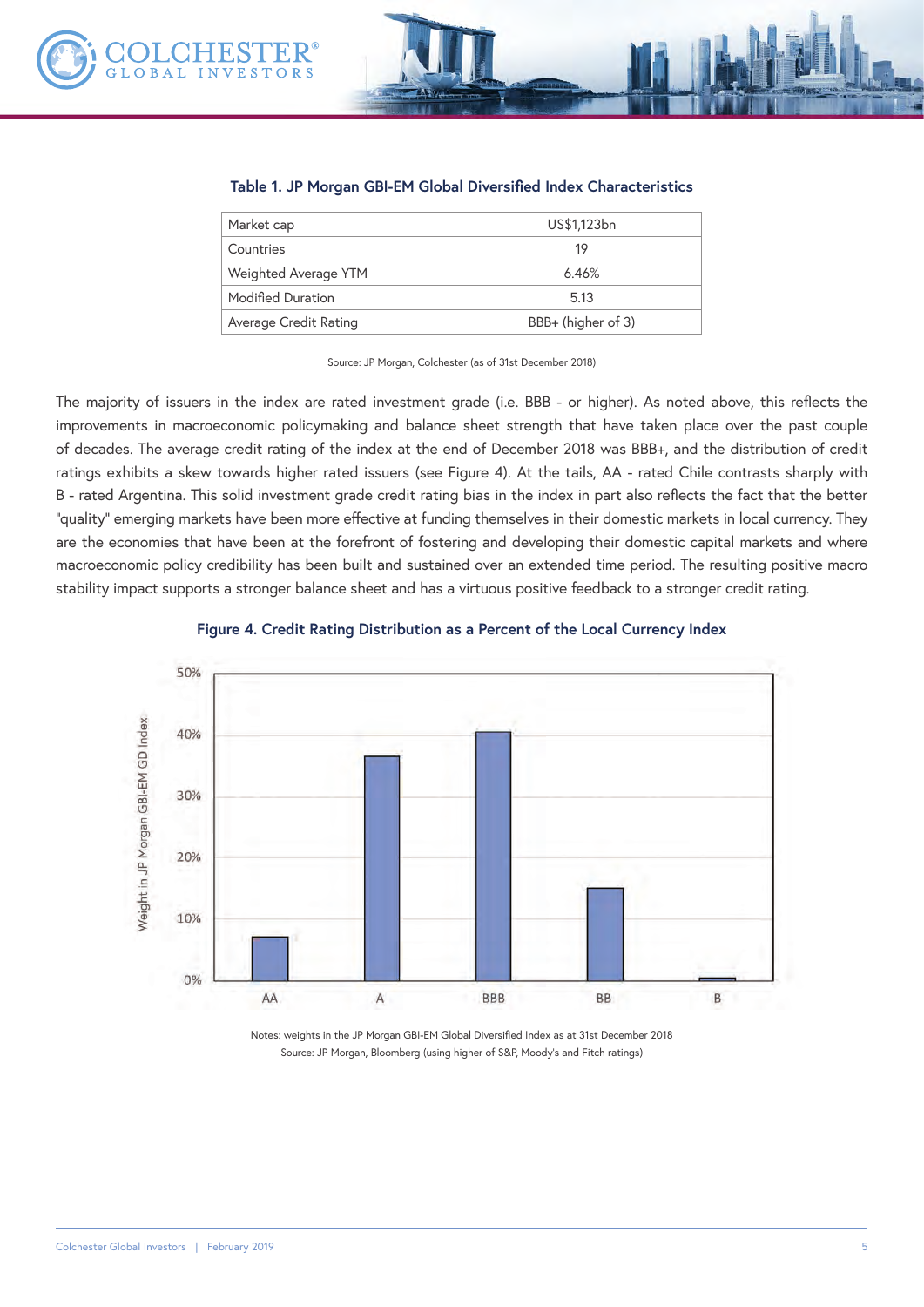**Table 1. JP Morgan GBI-EM Global Diversified Index Characteristics**

| | |
|---|---|
| Market cap | US$1,123bn |
| Countries | 19 |
| Weighted Average YTM | 6.46% |
| Modified Duration | 5.13 |
| Average Credit Rating | BBB+ (higher of 3) |

Source: JP Morgan, Colchester (as of 31st December 2018)

The majority of issuers in the index are rated investment grade (i.e. BBB - or higher). As noted above, this reflects the improvements in macroeconomic policymaking and balance sheet strength that have taken place over the past couple of decades. The average credit rating of the index at the end of December 2018 was BBB+, and the distribution of credit ratings exhibits a skew towards higher rated issuers (see Figure 4). At the tails, AA - rated Chile contrasts sharply with B - rated Argentina. This solid investment grade credit rating bias in the index in part also reflects the fact that the better "quality" emerging markets have been more effective at funding themselves in their domestic markets in local currency. They are the economies that have been at the forefront of fostering and developing their domestic capital markets and where macroeconomic policy credibility has been built and sustained over an extended time period. The resulting positive macro stability impact supports a stronger balance sheet and has a virtuous positive feedback to a stronger credit rating.

**Figure 4. Credit Rating Distribution as a Percent of the Local Currency Index**

Notes: weights in the JP Morgan GBI-EM Global Diversified Index as at 31st December 2018
Source: JP Morgan, Bloomberg (using higher of S&P, Moody's and Fitch ratings)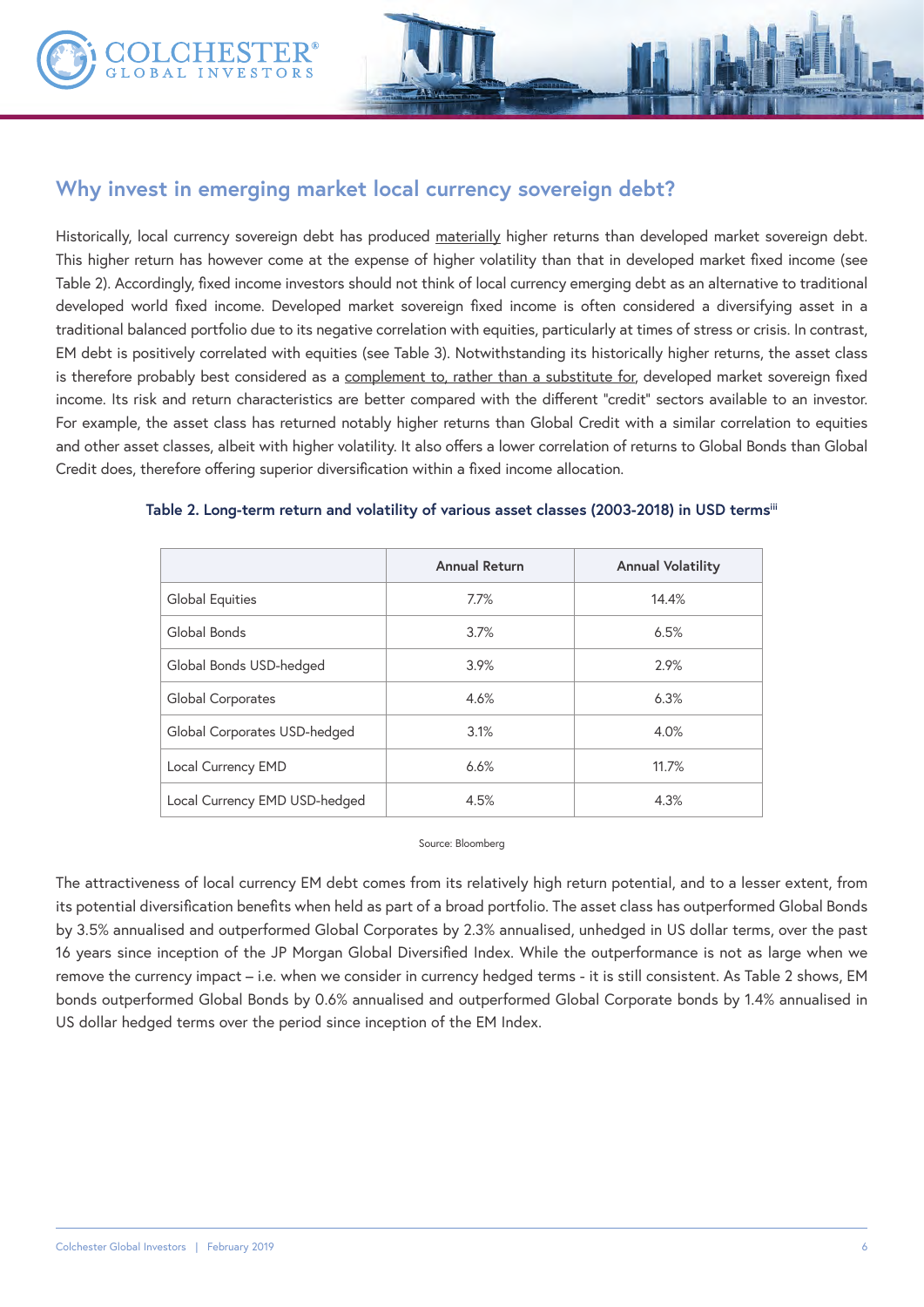## Why invest in emerging market local currency sovereign debt?

Historically, local currency sovereign debt has produced materially higher returns than developed market sovereign debt. This higher return has however come at the expense of higher volatility than that in developed market fixed income (see Table 2). Accordingly, fixed income investors should not think of local currency emerging debt as an alternative to traditional developed world fixed income. Developed market sovereign fixed income is often considered a diversifying asset in a traditional balanced portfolio due to its negative correlation with equities, particularly at times of stress or crisis. In contrast, EM debt is positively correlated with equities (see Table 3). Notwithstanding its historically higher returns, the asset class is therefore probably best considered as a complement to, rather than a substitute for, developed market sovereign fixed income. Its risk and return characteristics are better compared with the different "credit" sectors available to an investor. For example, the asset class has returned notably higher returns than Global Credit with a similar correlation to equities and other asset classes, albeit with higher volatility. It also offers a lower correlation of returns to Global Bonds than Global Credit does, therefore offering superior diversification within a fixed income allocation.

**Table 2. Long-term return and volatility of various asset classes (2003-2018) in USD terms[iii]**

| | Annual Return | Annual Volatility |
|---|---|---|
| Global Equities | 7.7% | 14.4% |
| Global Bonds | 3.7% | 6.5% |
| Global Bonds USD-hedged | 3.9% | 2.9% |
| Global Corporates | 4.6% | 6.3% |
| Global Corporates USD-hedged | 3.1% | 4.0% |
| Local Currency EMD | 6.6% | 11.7% |
| Local Currency EMD USD-hedged | 4.5% | 4.3% |

Source: Bloomberg

The attractiveness of local currency EM debt comes from its relatively high return potential, and to a lesser extent, from its potential diversification benefits when held as part of a broad portfolio. The asset class has outperformed Global Bonds by 3.5% annualised and outperformed Global Corporates by 2.3% annualised, unhedged in US dollar terms, over the past 16 years since inception of the JP Morgan Global Diversified Index. While the outperformance is not as large when we remove the currency impact – i.e. when we consider in currency hedged terms - it is still consistent. As Table 2 shows, EM bonds outperformed Global Bonds by 0.6% annualised and outperformed Global Corporate bonds by 1.4% annualised in US dollar hedged terms over the period since inception of the EM Index.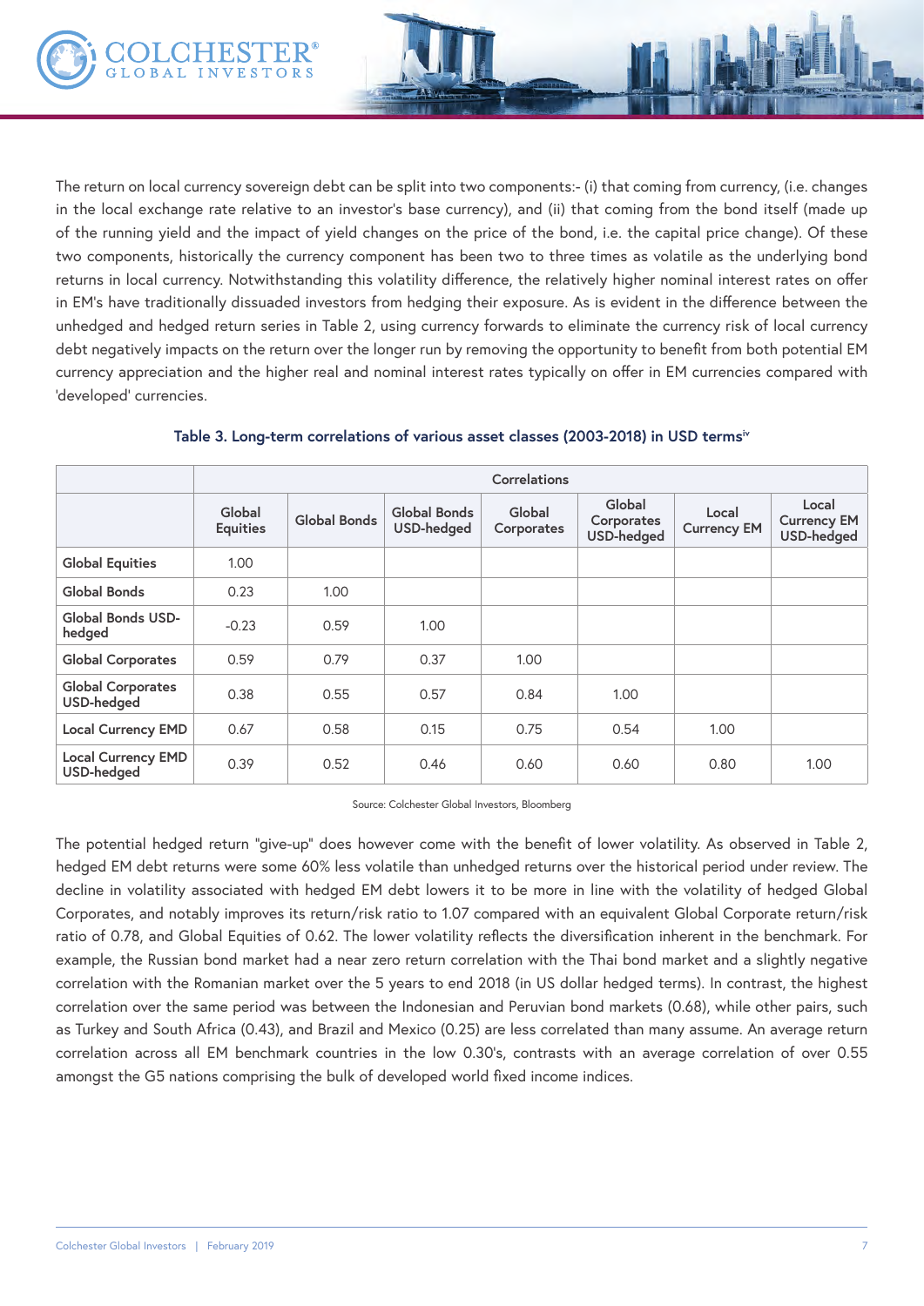The return on local currency sovereign debt can be split into two components:- (i) that coming from currency, (i.e. changes in the local exchange rate relative to an investor's base currency), and (ii) that coming from the bond itself (made up of the running yield and the impact of yield changes on the price of the bond, i.e. the capital price change). Of these two components, historically the currency component has been two to three times as volatile as the underlying bond returns in local currency. Notwithstanding this volatility difference, the relatively higher nominal interest rates on offer in EM's have traditionally dissuaded investors from hedging their exposure. As is evident in the difference between the unhedged and hedged return series in Table 2, using currency forwards to eliminate the currency risk of local currency debt negatively impacts on the return over the longer run by removing the opportunity to benefit from both potential EM currency appreciation and the higher real and nominal interest rates typically on offer in EM currencies compared with 'developed' currencies.

**Table 3. Long-term correlations of various asset classes (2003-2018) in USD terms[iv]**

| | Correlations | | | | | | |
|---|---|---|---|---|---|---|---|
| | Global Equities | Global Bonds | Global Bonds USD-hedged | Global Corporates | Global Corporates USD-hedged | Local Currency EM | Local Currency EM USD-hedged |
| **Global Equities** | 1.00 | | | | | | |
| **Global Bonds** | 0.23 | 1.00 | | | | | |
| **Global Bonds USD-hedged** | -0.23 | 0.59 | 1.00 | | | | |
| **Global Corporates** | 0.59 | 0.79 | 0.37 | 1.00 | | | |
| **Global Corporates USD-hedged** | 0.38 | 0.55 | 0.57 | 0.84 | 1.00 | | |
| **Local Currency EMD** | 0.67 | 0.58 | 0.15 | 0.75 | 0.54 | 1.00 | |
| **Local Currency EMD USD-hedged** | 0.39 | 0.52 | 0.46 | 0.60 | 0.60 | 0.80 | 1.00 |

Source: Colchester Global Investors, Bloomberg

The potential hedged return "give-up" does however come with the benefit of lower volatility. As observed in Table 2, hedged EM debt returns were some 60% less volatile than unhedged returns over the historical period under review. The decline in volatility associated with hedged EM debt lowers it to be more in line with the volatility of hedged Global Corporates, and notably improves its return/risk ratio to 1.07 compared with an equivalent Global Corporate return/risk ratio of 0.78, and Global Equities of 0.62. The lower volatility reflects the diversification inherent in the benchmark. For example, the Russian bond market had a near zero return correlation with the Thai bond market and a slightly negative correlation with the Romanian market over the 5 years to end 2018 (in US dollar hedged terms). In contrast, the highest correlation over the same period was between the Indonesian and Peruvian bond markets (0.68), while other pairs, such as Turkey and South Africa (0.43), and Brazil and Mexico (0.25) are less correlated than many assume. An average return correlation across all EM benchmark countries in the low 0.30's, contrasts with an average correlation of over 0.55 amongst the G5 nations comprising the bulk of developed world fixed income indices.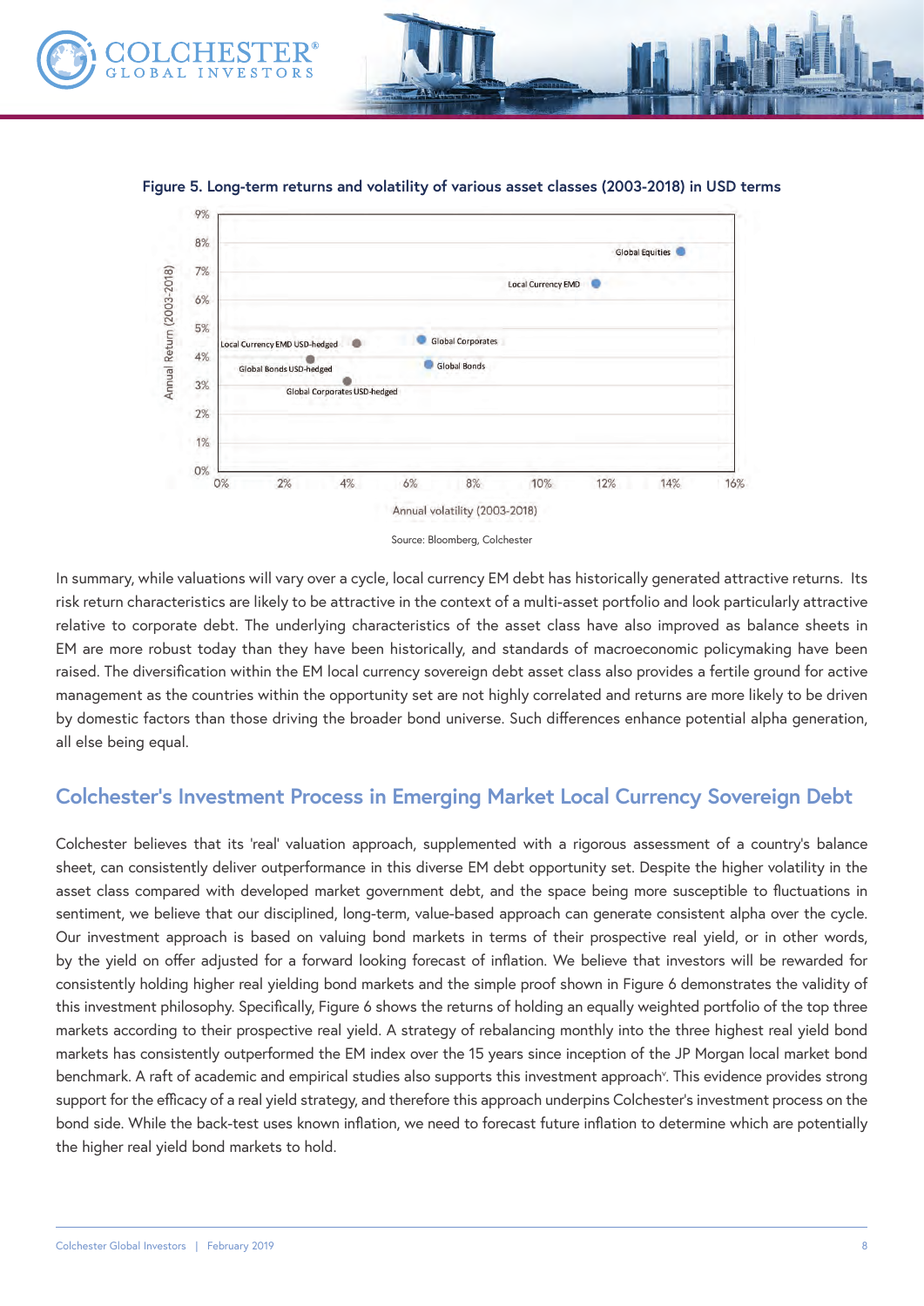**Figure 5. Long-term returns and volatility of various asset classes (2003-2018) in USD terms**

Source: Bloomberg, Colchester

In summary, while valuations will vary over a cycle, local currency EM debt has historically generated attractive returns. Its risk return characteristics are likely to be attractive in the context of a multi-asset portfolio and look particularly attractive relative to corporate debt. The underlying characteristics of the asset class have also improved as balance sheets in EM are more robust today than they have been historically, and standards of macroeconomic policymaking have been raised. The diversification within the EM local currency sovereign debt asset class also provides a fertile ground for active management as the countries within the opportunity set are not highly correlated and returns are more likely to be driven by domestic factors than those driving the broader bond universe. Such differences enhance potential alpha generation, all else being equal.

## Colchester's Investment Process in Emerging Market Local Currency Sovereign Debt

Colchester believes that its 'real' valuation approach, supplemented with a rigorous assessment of a country's balance sheet, can consistently deliver outperformance in this diverse EM debt opportunity set. Despite the higher volatility in the asset class compared with developed market government debt, and the space being more susceptible to fluctuations in sentiment, we believe that our disciplined, long-term, value-based approach can generate consistent alpha over the cycle. Our investment approach is based on valuing bond markets in terms of their prospective real yield, or in other words, by the yield on offer adjusted for a forward looking forecast of inflation. We believe that investors will be rewarded for consistently holding higher real yielding bond markets and the simple proof shown in Figure 6 demonstrates the validity of this investment philosophy. Specifically, Figure 6 shows the returns of holding an equally weighted portfolio of the top three markets according to their prospective real yield. A strategy of rebalancing monthly into the three highest real yield bond markets has consistently outperformed the EM index over the 15 years since inception of the JP Morgan local market bond benchmark. A raft of academic and empirical studies also supports this investment approach[v]. This evidence provides strong support for the efficacy of a real yield strategy, and therefore this approach underpins Colchester's investment process on the bond side. While the back-test uses known inflation, we need to forecast future inflation to determine which are potentially the higher real yield bond markets to hold.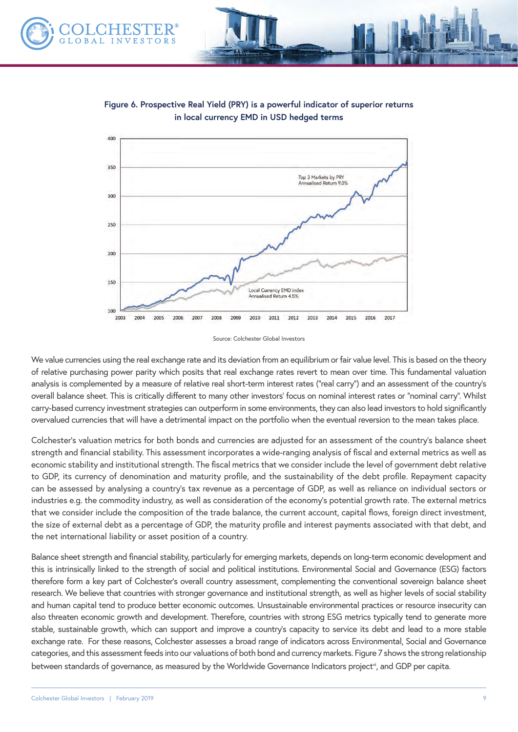**Figure 6. Prospective Real Yield (PRY) is a powerful indicator of superior returns in local currency EMD in USD hedged terms**

Source: Colchester Global Investors

We value currencies using the real exchange rate and its deviation from an equilibrium or fair value level. This is based on the theory of relative purchasing power parity which posits that real exchange rates revert to mean over time. This fundamental valuation analysis is complemented by a measure of relative real short-term interest rates ("real carry") and an assessment of the country's overall balance sheet. This is critically different to many other investors' focus on nominal interest rates or "nominal carry". Whilst carry-based currency investment strategies can outperform in some environments, they can also lead investors to hold significantly overvalued currencies that will have a detrimental impact on the portfolio when the eventual reversion to the mean takes place.

Colchester's valuation metrics for both bonds and currencies are adjusted for an assessment of the country's balance sheet strength and financial stability. This assessment incorporates a wide-ranging analysis of fiscal and external metrics as well as economic stability and institutional strength. The fiscal metrics that we consider include the level of government debt relative to GDP, its currency of denomination and maturity profile, and the sustainability of the debt profile. Repayment capacity can be assessed by analysing a country's tax revenue as a percentage of GDP, as well as reliance on individual sectors or industries e.g. the commodity industry, as well as consideration of the economy's potential growth rate. The external metrics that we consider include the composition of the trade balance, the current account, capital flows, foreign direct investment, the size of external debt as a percentage of GDP, the maturity profile and interest payments associated with that debt, and the net international liability or asset position of a country.

Balance sheet strength and financial stability, particularly for emerging markets, depends on long-term economic development and this is intrinsically linked to the strength of social and political institutions. Environmental Social and Governance (ESG) factors therefore form a key part of Colchester's overall country assessment, complementing the conventional sovereign balance sheet research. We believe that countries with stronger governance and institutional strength, as well as higher levels of social stability and human capital tend to produce better economic outcomes. Unsustainable environmental practices or resource insecurity can also threaten economic growth and development. Therefore, countries with strong ESG metrics typically tend to generate more stable, sustainable growth, which can support and improve a country's capacity to service its debt and lead to a more stable exchange rate. For these reasons, Colchester assesses a broad range of indicators across Environmental, Social and Governance categories, and this assessment feeds into our valuations of both bond and currency markets. Figure 7 shows the strong relationship between standards of governance, as measured by the Worldwide Governance Indicators project[vi], and GDP per capita.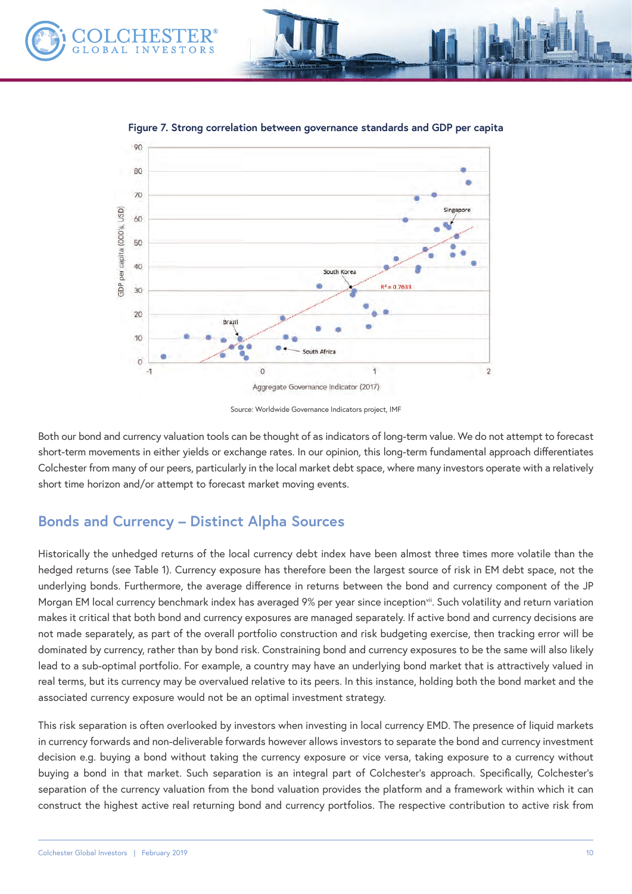**Figure 7. Strong correlation between governance standards and GDP per capita**

Source: Worldwide Governance Indicators project, IMF

Both our bond and currency valuation tools can be thought of as indicators of long-term value. We do not attempt to forecast short-term movements in either yields or exchange rates. In our opinion, this long-term fundamental approach differentiates Colchester from many of our peers, particularly in the local market debt space, where many investors operate with a relatively short time horizon and/or attempt to forecast market moving events.

## Bonds and Currency – Distinct Alpha Sources

Historically the unhedged returns of the local currency debt index have been almost three times more volatile than the hedged returns (see Table 1). Currency exposure has therefore been the largest source of risk in EM debt space, not the underlying bonds. Furthermore, the average difference in returns between the bond and currency component of the JP Morgan EM local currency benchmark index has averaged 9% per year since inception[vii]. Such volatility and return variation makes it critical that both bond and currency exposures are managed separately. If active bond and currency decisions are not made separately, as part of the overall portfolio construction and risk budgeting exercise, then tracking error will be dominated by currency, rather than by bond risk. Constraining bond and currency exposures to be the same will also likely lead to a sub-optimal portfolio. For example, a country may have an underlying bond market that is attractively valued in real terms, but its currency may be overvalued relative to its peers. In this instance, holding both the bond market and the associated currency exposure would not be an optimal investment strategy.

This risk separation is often overlooked by investors when investing in local currency EMD. The presence of liquid markets in currency forwards and non-deliverable forwards however allows investors to separate the bond and currency investment decision e.g. buying a bond without taking the currency exposure or vice versa, taking exposure to a currency without buying a bond in that market. Such separation is an integral part of Colchester's approach. Specifically, Colchester's separation of the currency valuation from the bond valuation provides the platform and a framework within which it can construct the highest active real returning bond and currency portfolios. The respective contribution to active risk from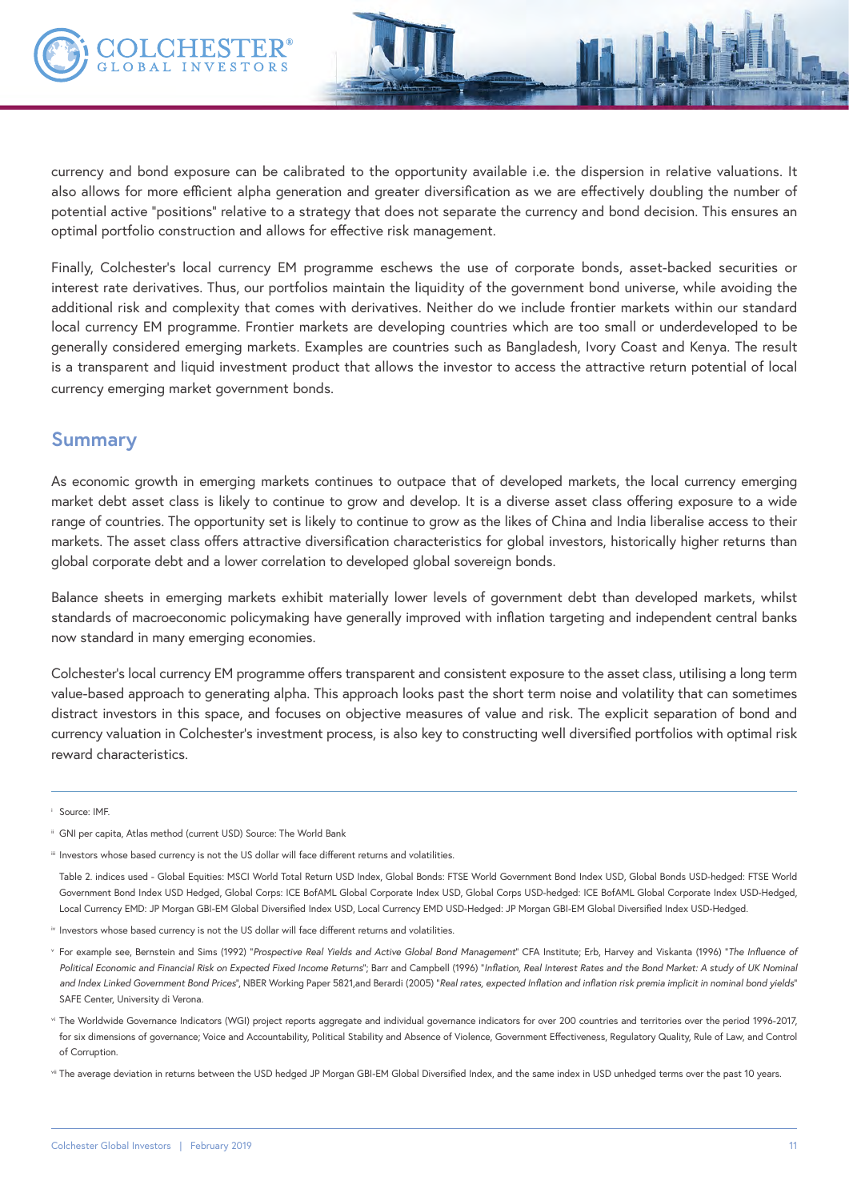currency and bond exposure can be calibrated to the opportunity available i.e. the dispersion in relative valuations. It also allows for more efficient alpha generation and greater diversification as we are effectively doubling the number of potential active "positions" relative to a strategy that does not separate the currency and bond decision. This ensures an optimal portfolio construction and allows for effective risk management.

Finally, Colchester's local currency EM programme eschews the use of corporate bonds, asset-backed securities or interest rate derivatives. Thus, our portfolios maintain the liquidity of the government bond universe, while avoiding the additional risk and complexity that comes with derivatives. Neither do we include frontier markets within our standard local currency EM programme. Frontier markets are developing countries which are too small or underdeveloped to be generally considered emerging markets. Examples are countries such as Bangladesh, Ivory Coast and Kenya. The result is a transparent and liquid investment product that allows the investor to access the attractive return potential of local currency emerging market government bonds.

## Summary

As economic growth in emerging markets continues to outpace that of developed markets, the local currency emerging market debt asset class is likely to continue to grow and develop. It is a diverse asset class offering exposure to a wide range of countries. The opportunity set is likely to continue to grow as the likes of China and India liberalise access to their markets. The asset class offers attractive diversification characteristics for global investors, historically higher returns than global corporate debt and a lower correlation to developed global sovereign bonds.

Balance sheets in emerging markets exhibit materially lower levels of government debt than developed markets, whilst standards of macroeconomic policymaking have generally improved with inflation targeting and independent central banks now standard in many emerging economies.

Colchester's local currency EM programme offers transparent and consistent exposure to the asset class, utilising a long term value-based approach to generating alpha. This approach looks past the short term noise and volatility that can sometimes distract investors in this space, and focuses on objective measures of value and risk. The explicit separation of bond and currency valuation in Colchester's investment process, is also key to constructing well diversified portfolios with optimal risk reward characteristics.

---

[i] Source: IMF.

[ii] GNI per capita, Atlas method (current USD) Source: The World Bank

[iii] Investors whose based currency is not the US dollar will face different returns and volatilities.

Table 2. indices used - Global Equities: MSCI World Total Return USD Index, Global Bonds: FTSE World Government Bond Index USD, Global Bonds USD-hedged: FTSE World Government Bond Index USD Hedged, Global Corps: ICE BofAML Global Corporate Index USD, Global Corps USD-hedged: ICE BofAML Global Corporate Index USD-Hedged, Local Currency EMD: JP Morgan GBI-EM Global Diversified Index USD, Local Currency EMD USD-Hedged: JP Morgan GBI-EM Global Diversified Index USD-Hedged.

[iv] Investors whose based currency is not the US dollar will face different returns and volatilities.

[v] For example see, Bernstein and Sims (1992) "*Prospective Real Yields and Active Global Bond Management*" CFA Institute; Erb, Harvey and Viskanta (1996) "*The Influence of Political Economic and Financial Risk on Expected Fixed Income Returns*"; Barr and Campbell (1996) "*Inflation, Real Interest Rates and the Bond Market: A study of UK Nominal and Index Linked Government Bond Prices*", NBER Working Paper 5821,and Berardi (2005) "*Real rates, expected Inflation and inflation risk premia implicit in nominal bond yields*" SAFE Center, University di Verona.

[vi] The Worldwide Governance Indicators (WGI) project reports aggregate and individual governance indicators for over 200 countries and territories over the period 1996-2017, for six dimensions of governance; Voice and Accountability, Political Stability and Absence of Violence, Government Effectiveness, Regulatory Quality, Rule of Law, and Control of Corruption.

[vii] The average deviation in returns between the USD hedged JP Morgan GBI-EM Global Diversified Index, and the same index in USD unhedged terms over the past 10 years.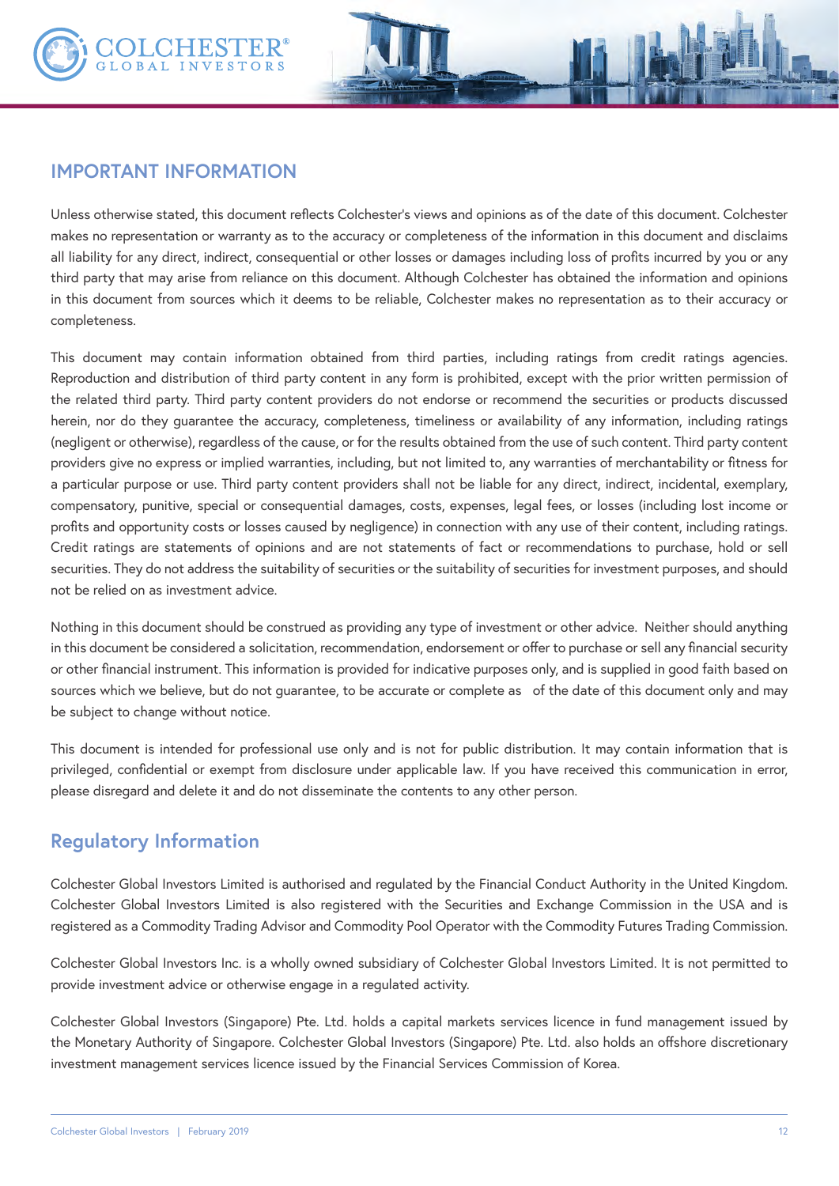## IMPORTANT INFORMATION

Unless otherwise stated, this document reflects Colchester's views and opinions as of the date of this document. Colchester makes no representation or warranty as to the accuracy or completeness of the information in this document and disclaims all liability for any direct, indirect, consequential or other losses or damages including loss of profits incurred by you or any third party that may arise from reliance on this document. Although Colchester has obtained the information and opinions in this document from sources which it deems to be reliable, Colchester makes no representation as to their accuracy or completeness.

This document may contain information obtained from third parties, including ratings from credit ratings agencies. Reproduction and distribution of third party content in any form is prohibited, except with the prior written permission of the related third party. Third party content providers do not endorse or recommend the securities or products discussed herein, nor do they guarantee the accuracy, completeness, timeliness or availability of any information, including ratings (negligent or otherwise), regardless of the cause, or for the results obtained from the use of such content. Third party content providers give no express or implied warranties, including, but not limited to, any warranties of merchantability or fitness for a particular purpose or use. Third party content providers shall not be liable for any direct, indirect, incidental, exemplary, compensatory, punitive, special or consequential damages, costs, expenses, legal fees, or losses (including lost income or profits and opportunity costs or losses caused by negligence) in connection with any use of their content, including ratings. Credit ratings are statements of opinions and are not statements of fact or recommendations to purchase, hold or sell securities. They do not address the suitability of securities or the suitability of securities for investment purposes, and should not be relied on as investment advice.

Nothing in this document should be construed as providing any type of investment or other advice. Neither should anything in this document be considered a solicitation, recommendation, endorsement or offer to purchase or sell any financial security or other financial instrument. This information is provided for indicative purposes only, and is supplied in good faith based on sources which we believe, but do not guarantee, to be accurate or complete as of the date of this document only and may be subject to change without notice.

This document is intended for professional use only and is not for public distribution. It may contain information that is privileged, confidential or exempt from disclosure under applicable law. If you have received this communication in error, please disregard and delete it and do not disseminate the contents to any other person.

## Regulatory Information

Colchester Global Investors Limited is authorised and regulated by the Financial Conduct Authority in the United Kingdom. Colchester Global Investors Limited is also registered with the Securities and Exchange Commission in the USA and is registered as a Commodity Trading Advisor and Commodity Pool Operator with the Commodity Futures Trading Commission.

Colchester Global Investors Inc. is a wholly owned subsidiary of Colchester Global Investors Limited. It is not permitted to provide investment advice or otherwise engage in a regulated activity.

Colchester Global Investors (Singapore) Pte. Ltd. holds a capital markets services licence in fund management issued by the Monetary Authority of Singapore. Colchester Global Investors (Singapore) Pte. Ltd. also holds an offshore discretionary investment management services licence issued by the Financial Services Commission of Korea.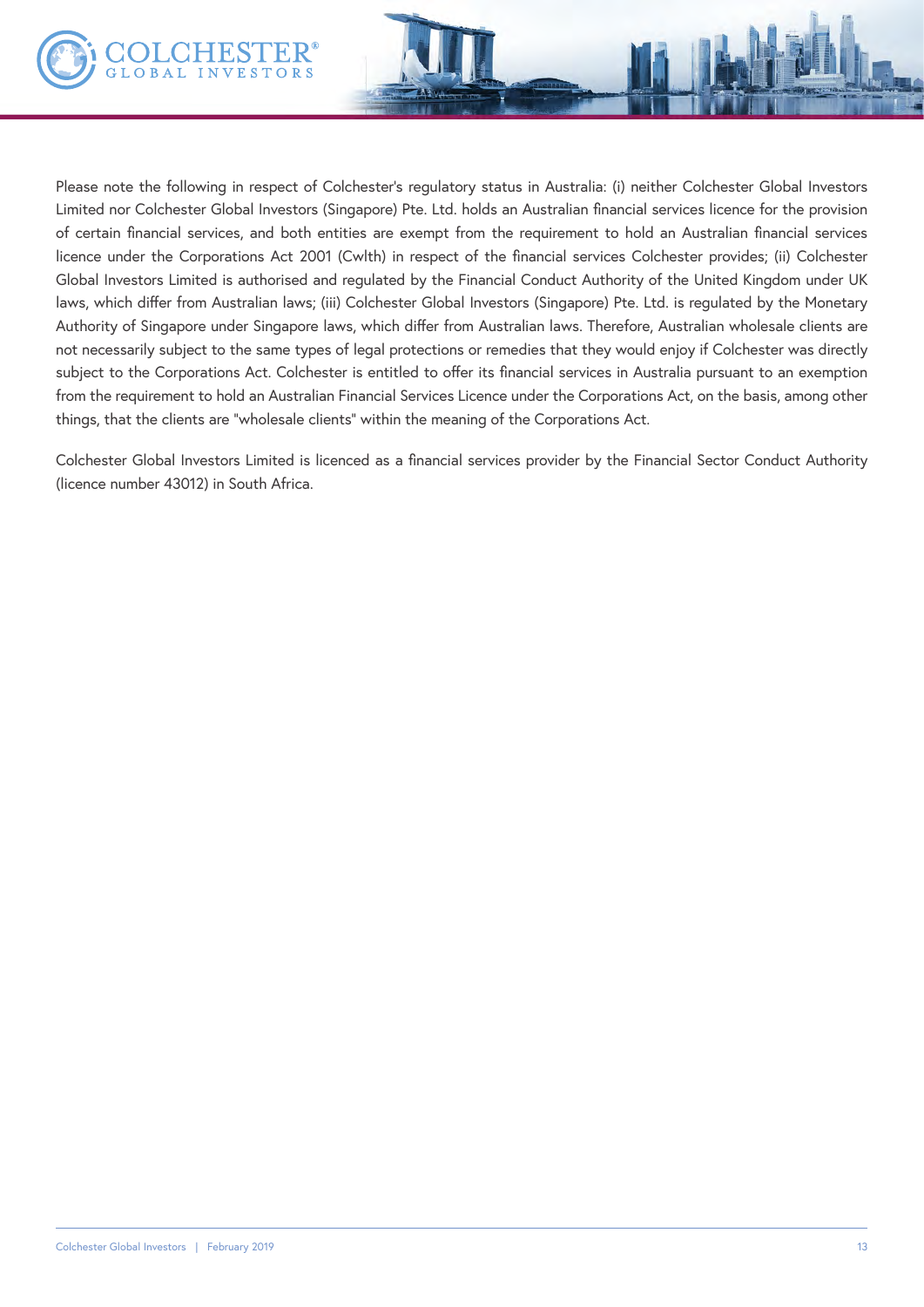Please note the following in respect of Colchester's regulatory status in Australia: (i) neither Colchester Global Investors Limited nor Colchester Global Investors (Singapore) Pte. Ltd. holds an Australian financial services licence for the provision of certain financial services, and both entities are exempt from the requirement to hold an Australian financial services licence under the Corporations Act 2001 (Cwlth) in respect of the financial services Colchester provides; (ii) Colchester Global Investors Limited is authorised and regulated by the Financial Conduct Authority of the United Kingdom under UK laws, which differ from Australian laws; (iii) Colchester Global Investors (Singapore) Pte. Ltd. is regulated by the Monetary Authority of Singapore under Singapore laws, which differ from Australian laws. Therefore, Australian wholesale clients are not necessarily subject to the same types of legal protections or remedies that they would enjoy if Colchester was directly subject to the Corporations Act. Colchester is entitled to offer its financial services in Australia pursuant to an exemption from the requirement to hold an Australian Financial Services Licence under the Corporations Act, on the basis, among other things, that the clients are "wholesale clients" within the meaning of the Corporations Act.

Colchester Global Investors Limited is licenced as a financial services provider by the Financial Sector Conduct Authority (licence number 43012) in South Africa.